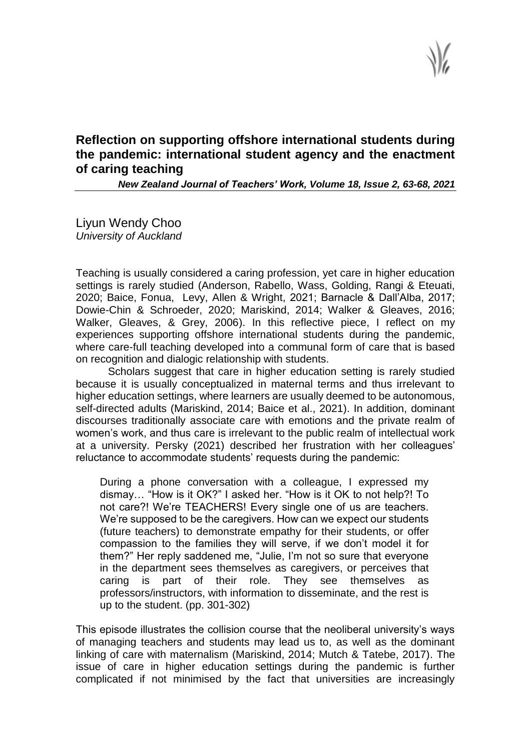# Reflection on supporting offshore international students during the pandemic: international student agency and the enactment of caring teaching

*New Zealand Journal of Teachers' Work, Volume 18, Issue 2, 63-68, 2021*

Liyun Wendy Choo
*University of Auckland*

Teaching is usually considered a caring profession, yet care in higher education settings is rarely studied (Anderson, Rabello, Wass, Golding, Rangi & Eteuati, 2020; Baice, Fonua, Levy, Allen & Wright, 2021; Barnacle & Dall'Alba, 2017; Dowie-Chin & Schroeder, 2020; Mariskind, 2014; Walker & Gleaves, 2016; Walker, Gleaves, & Grey, 2006). In this reflective piece, I reflect on my experiences supporting offshore international students during the pandemic, where care-full teaching developed into a communal form of care that is based on recognition and dialogic relationship with students.

Scholars suggest that care in higher education setting is rarely studied because it is usually conceptualized in maternal terms and thus irrelevant to higher education settings, where learners are usually deemed to be autonomous, self-directed adults (Mariskind, 2014; Baice et al., 2021). In addition, dominant discourses traditionally associate care with emotions and the private realm of women's work, and thus care is irrelevant to the public realm of intellectual work at a university. Persky (2021) described her frustration with her colleagues' reluctance to accommodate students' requests during the pandemic:

> During a phone conversation with a colleague, I expressed my dismay… "How is it OK?" I asked her. "How is it OK to not help?! To not care?! We're TEACHERS! Every single one of us are teachers. We're supposed to be the caregivers. How can we expect our students (future teachers) to demonstrate empathy for their students, or offer compassion to the families they will serve, if we don't model it for them?" Her reply saddened me, "Julie, I'm not so sure that everyone in the department sees themselves as caregivers, or perceives that caring is part of their role. They see themselves as professors/instructors, with information to disseminate, and the rest is up to the student. (pp. 301-302)

This episode illustrates the collision course that the neoliberal university's ways of managing teachers and students may lead us to, as well as the dominant linking of care with maternalism (Mariskind, 2014; Mutch & Tatebe, 2017). The issue of care in higher education settings during the pandemic is further complicated if not minimised by the fact that universities are increasingly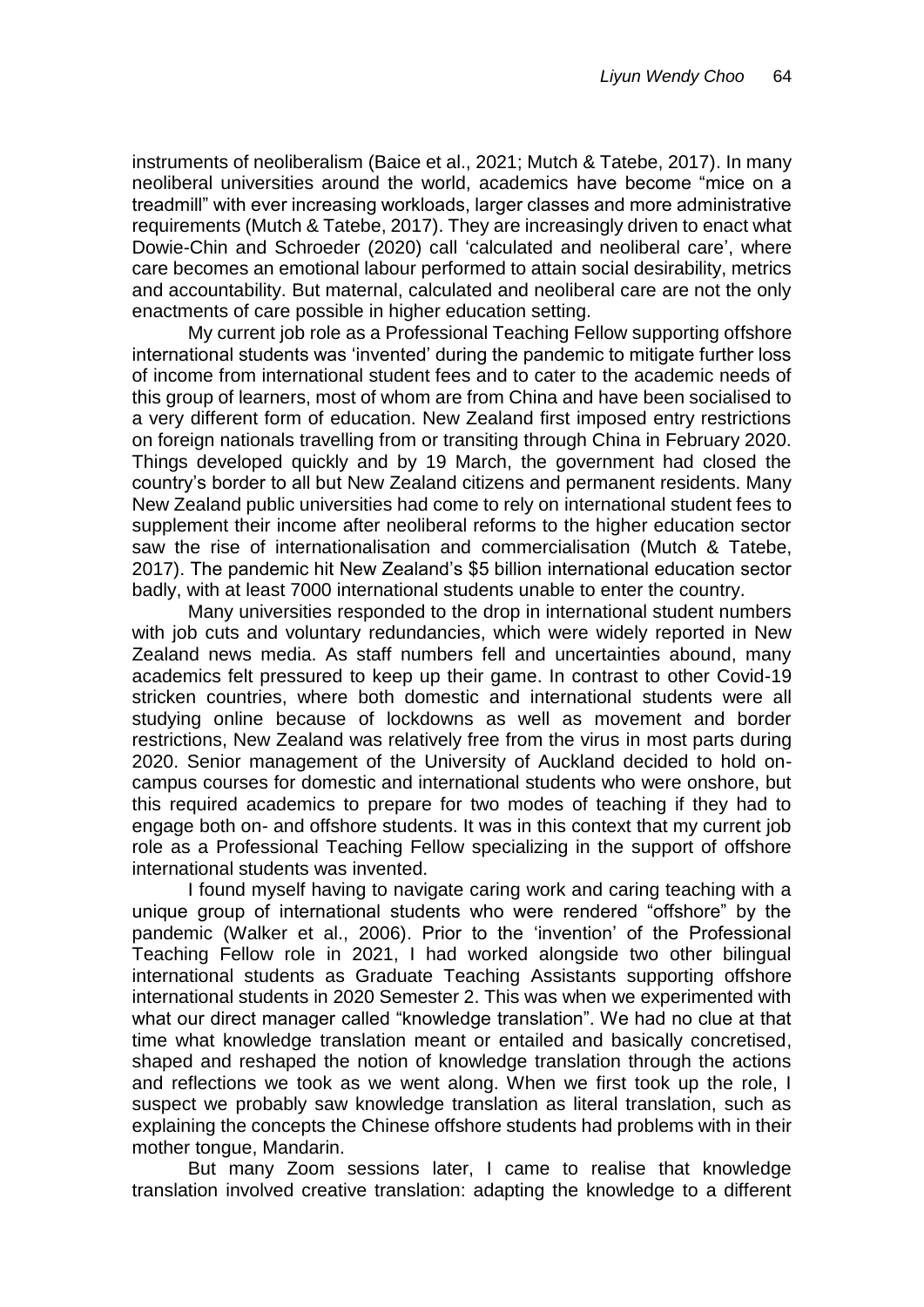instruments of neoliberalism (Baice et al., 2021; Mutch & Tatebe, 2017). In many neoliberal universities around the world, academics have become "mice on a treadmill" with ever increasing workloads, larger classes and more administrative requirements (Mutch & Tatebe, 2017). They are increasingly driven to enact what Dowie-Chin and Schroeder (2020) call 'calculated and neoliberal care', where care becomes an emotional labour performed to attain social desirability, metrics and accountability. But maternal, calculated and neoliberal care are not the only enactments of care possible in higher education setting.

My current job role as a Professional Teaching Fellow supporting offshore international students was 'invented' during the pandemic to mitigate further loss of income from international student fees and to cater to the academic needs of this group of learners, most of whom are from China and have been socialised to a very different form of education. New Zealand first imposed entry restrictions on foreign nationals travelling from or transiting through China in February 2020. Things developed quickly and by 19 March, the government had closed the country's border to all but New Zealand citizens and permanent residents. Many New Zealand public universities had come to rely on international student fees to supplement their income after neoliberal reforms to the higher education sector saw the rise of internationalisation and commercialisation (Mutch & Tatebe, 2017). The pandemic hit New Zealand's $5 billion international education sector badly, with at least 7000 international students unable to enter the country.

Many universities responded to the drop in international student numbers with job cuts and voluntary redundancies, which were widely reported in New Zealand news media. As staff numbers fell and uncertainties abound, many academics felt pressured to keep up their game. In contrast to other Covid-19 stricken countries, where both domestic and international students were all studying online because of lockdowns as well as movement and border restrictions, New Zealand was relatively free from the virus in most parts during 2020. Senior management of the University of Auckland decided to hold on-campus courses for domestic and international students who were onshore, but this required academics to prepare for two modes of teaching if they had to engage both on- and offshore students. It was in this context that my current job role as a Professional Teaching Fellow specializing in the support of offshore international students was invented.

I found myself having to navigate caring work and caring teaching with a unique group of international students who were rendered "offshore" by the pandemic (Walker et al., 2006). Prior to the 'invention' of the Professional Teaching Fellow role in 2021, I had worked alongside two other bilingual international students as Graduate Teaching Assistants supporting offshore international students in 2020 Semester 2. This was when we experimented with what our direct manager called "knowledge translation". We had no clue at that time what knowledge translation meant or entailed and basically concretised, shaped and reshaped the notion of knowledge translation through the actions and reflections we took as we went along. When we first took up the role, I suspect we probably saw knowledge translation as literal translation, such as explaining the concepts the Chinese offshore students had problems with in their mother tongue, Mandarin.

But many Zoom sessions later, I came to realise that knowledge translation involved creative translation: adapting the knowledge to a different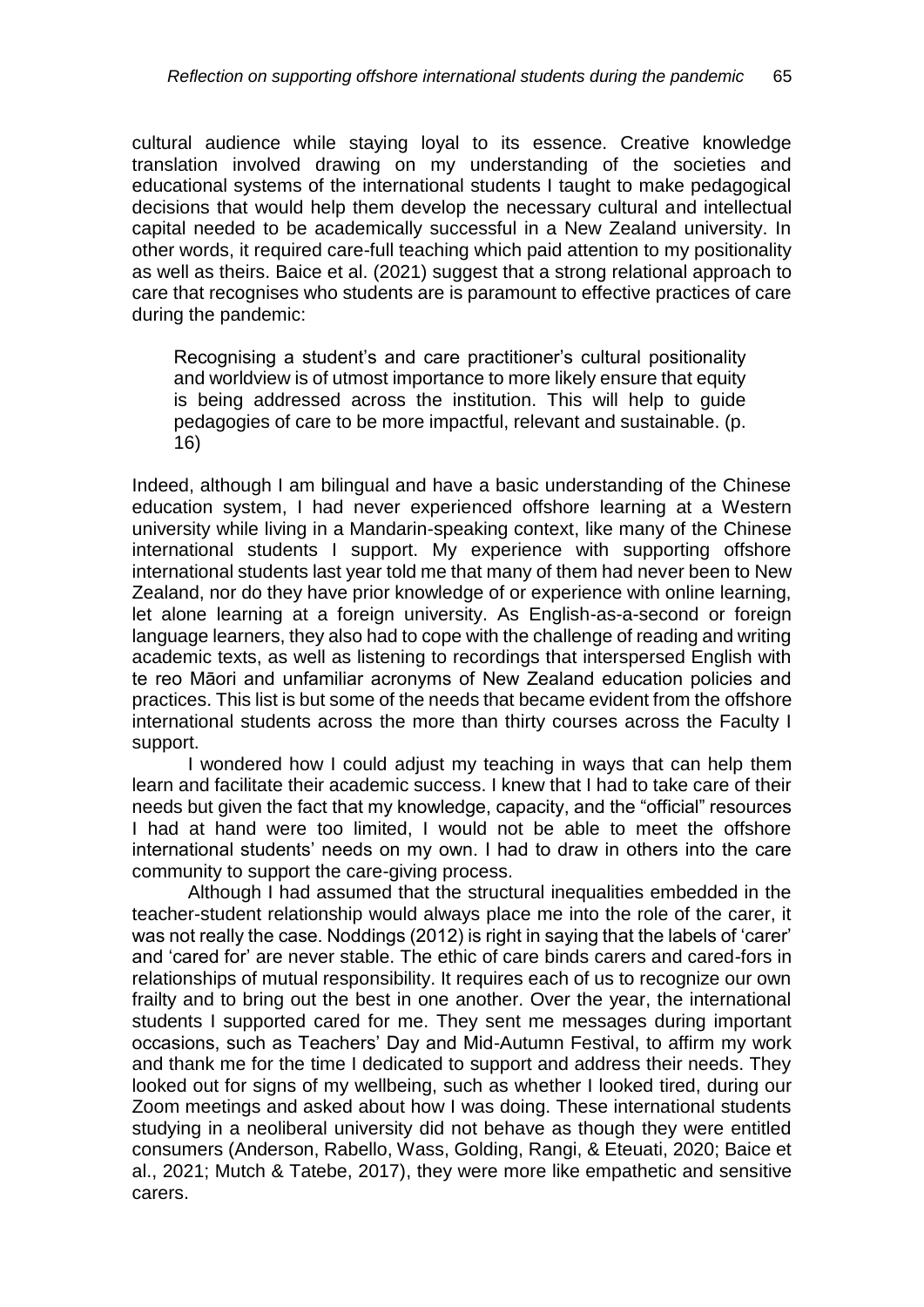cultural audience while staying loyal to its essence. Creative knowledge translation involved drawing on my understanding of the societies and educational systems of the international students I taught to make pedagogical decisions that would help them develop the necessary cultural and intellectual capital needed to be academically successful in a New Zealand university. In other words, it required care-full teaching which paid attention to my positionality as well as theirs. Baice et al. (2021) suggest that a strong relational approach to care that recognises who students are is paramount to effective practices of care during the pandemic:

> Recognising a student's and care practitioner's cultural positionality and worldview is of utmost importance to more likely ensure that equity is being addressed across the institution. This will help to guide pedagogies of care to be more impactful, relevant and sustainable. (p. 16)

Indeed, although I am bilingual and have a basic understanding of the Chinese education system, I had never experienced offshore learning at a Western university while living in a Mandarin-speaking context, like many of the Chinese international students I support. My experience with supporting offshore international students last year told me that many of them had never been to New Zealand, nor do they have prior knowledge of or experience with online learning, let alone learning at a foreign university. As English-as-a-second or foreign language learners, they also had to cope with the challenge of reading and writing academic texts, as well as listening to recordings that interspersed English with te reo Māori and unfamiliar acronyms of New Zealand education policies and practices. This list is but some of the needs that became evident from the offshore international students across the more than thirty courses across the Faculty I support.

I wondered how I could adjust my teaching in ways that can help them learn and facilitate their academic success. I knew that I had to take care of their needs but given the fact that my knowledge, capacity, and the "official" resources I had at hand were too limited, I would not be able to meet the offshore international students' needs on my own. I had to draw in others into the care community to support the care-giving process.

Although I had assumed that the structural inequalities embedded in the teacher-student relationship would always place me into the role of the carer, it was not really the case. Noddings (2012) is right in saying that the labels of 'carer' and 'cared for' are never stable. The ethic of care binds carers and cared-fors in relationships of mutual responsibility. It requires each of us to recognize our own frailty and to bring out the best in one another. Over the year, the international students I supported cared for me. They sent me messages during important occasions, such as Teachers' Day and Mid-Autumn Festival, to affirm my work and thank me for the time I dedicated to support and address their needs. They looked out for signs of my wellbeing, such as whether I looked tired, during our Zoom meetings and asked about how I was doing. These international students studying in a neoliberal university did not behave as though they were entitled consumers (Anderson, Rabello, Wass, Golding, Rangi, & Eteuati, 2020; Baice et al., 2021; Mutch & Tatebe, 2017), they were more like empathetic and sensitive carers.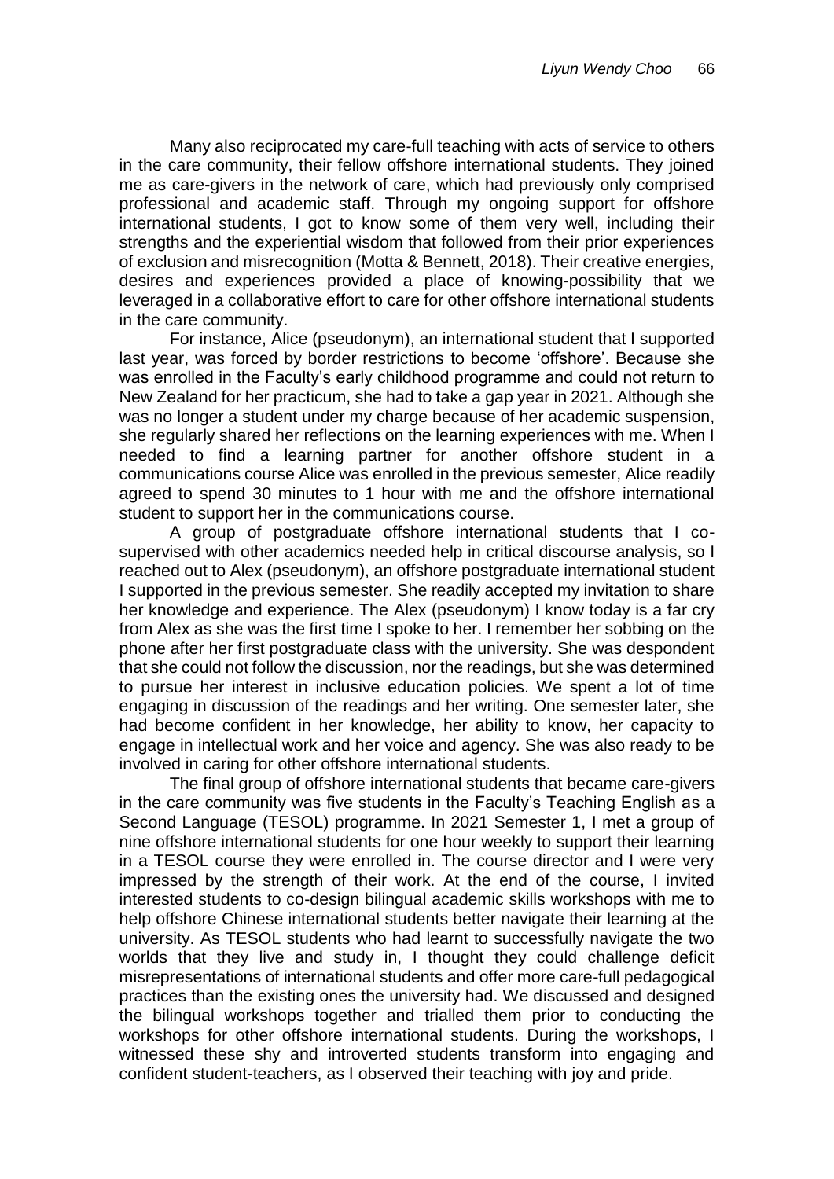Many also reciprocated my care-full teaching with acts of service to others in the care community, their fellow offshore international students. They joined me as care-givers in the network of care, which had previously only comprised professional and academic staff. Through my ongoing support for offshore international students, I got to know some of them very well, including their strengths and the experiential wisdom that followed from their prior experiences of exclusion and misrecognition (Motta & Bennett, 2018). Their creative energies, desires and experiences provided a place of knowing-possibility that we leveraged in a collaborative effort to care for other offshore international students in the care community.

For instance, Alice (pseudonym), an international student that I supported last year, was forced by border restrictions to become 'offshore'. Because she was enrolled in the Faculty's early childhood programme and could not return to New Zealand for her practicum, she had to take a gap year in 2021. Although she was no longer a student under my charge because of her academic suspension, she regularly shared her reflections on the learning experiences with me. When I needed to find a learning partner for another offshore student in a communications course Alice was enrolled in the previous semester, Alice readily agreed to spend 30 minutes to 1 hour with me and the offshore international student to support her in the communications course.

A group of postgraduate offshore international students that I co-supervised with other academics needed help in critical discourse analysis, so I reached out to Alex (pseudonym), an offshore postgraduate international student I supported in the previous semester. She readily accepted my invitation to share her knowledge and experience. The Alex (pseudonym) I know today is a far cry from Alex as she was the first time I spoke to her. I remember her sobbing on the phone after her first postgraduate class with the university. She was despondent that she could not follow the discussion, nor the readings, but she was determined to pursue her interest in inclusive education policies. We spent a lot of time engaging in discussion of the readings and her writing. One semester later, she had become confident in her knowledge, her ability to know, her capacity to engage in intellectual work and her voice and agency. She was also ready to be involved in caring for other offshore international students.

The final group of offshore international students that became care-givers in the care community was five students in the Faculty's Teaching English as a Second Language (TESOL) programme. In 2021 Semester 1, I met a group of nine offshore international students for one hour weekly to support their learning in a TESOL course they were enrolled in. The course director and I were very impressed by the strength of their work. At the end of the course, I invited interested students to co-design bilingual academic skills workshops with me to help offshore Chinese international students better navigate their learning at the university. As TESOL students who had learnt to successfully navigate the two worlds that they live and study in, I thought they could challenge deficit misrepresentations of international students and offer more care-full pedagogical practices than the existing ones the university had. We discussed and designed the bilingual workshops together and trialled them prior to conducting the workshops for other offshore international students. During the workshops, I witnessed these shy and introverted students transform into engaging and confident student-teachers, as I observed their teaching with joy and pride.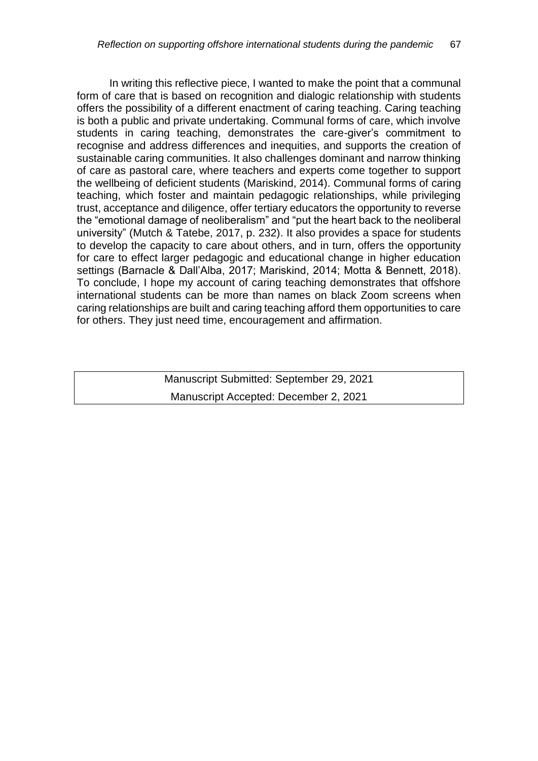In writing this reflective piece, I wanted to make the point that a communal form of care that is based on recognition and dialogic relationship with students offers the possibility of a different enactment of caring teaching. Caring teaching is both a public and private undertaking. Communal forms of care, which involve students in caring teaching, demonstrates the care-giver's commitment to recognise and address differences and inequities, and supports the creation of sustainable caring communities. It also challenges dominant and narrow thinking of care as pastoral care, where teachers and experts come together to support the wellbeing of deficient students (Mariskind, 2014). Communal forms of caring teaching, which foster and maintain pedagogic relationships, while privileging trust, acceptance and diligence, offer tertiary educators the opportunity to reverse the "emotional damage of neoliberalism" and "put the heart back to the neoliberal university" (Mutch & Tatebe, 2017, p. 232). It also provides a space for students to develop the capacity to care about others, and in turn, offers the opportunity for care to effect larger pedagogic and educational change in higher education settings (Barnacle & Dall'Alba, 2017; Mariskind, 2014; Motta & Bennett, 2018). To conclude, I hope my account of caring teaching demonstrates that offshore international students can be more than names on black Zoom screens when caring relationships are built and caring teaching afford them opportunities to care for others. They just need time, encouragement and affirmation.

| Manuscript Submitted: September 29, 2021 |
| --- |
| Manuscript Accepted: December 2, 2021 |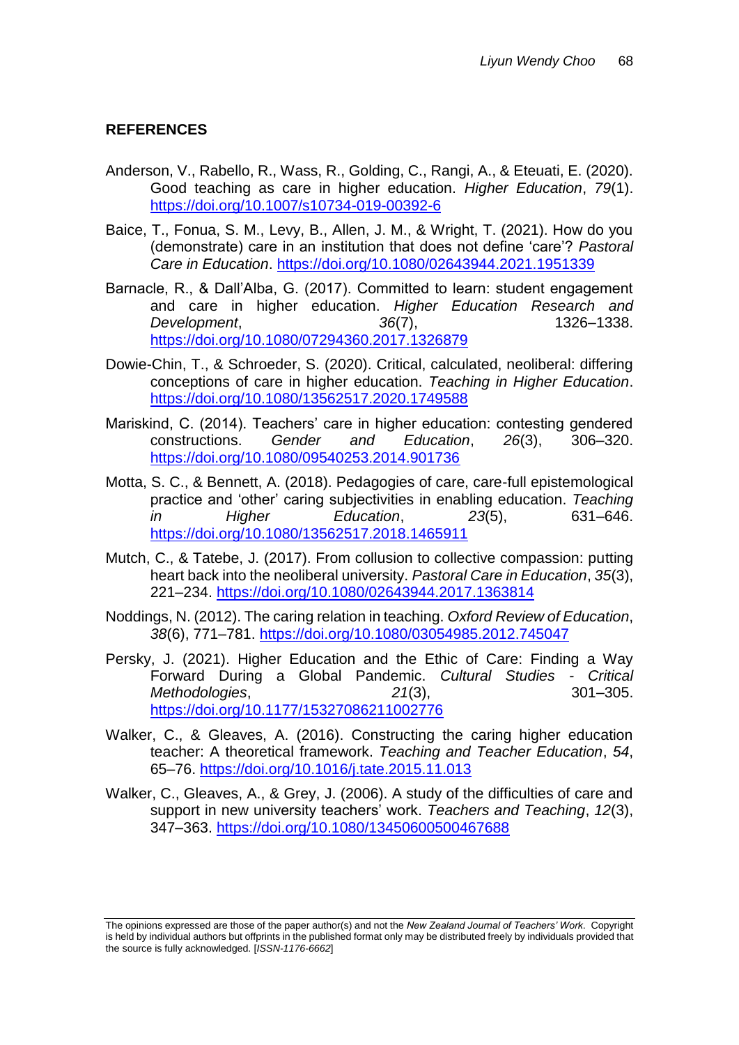## REFERENCES

Anderson, V., Rabello, R., Wass, R., Golding, C., Rangi, A., & Eteuati, E. (2020). Good teaching as care in higher education. *Higher Education*, *79*(1). https://doi.org/10.1007/s10734-019-00392-6

Baice, T., Fonua, S. M., Levy, B., Allen, J. M., & Wright, T. (2021). How do you (demonstrate) care in an institution that does not define 'care'? *Pastoral Care in Education*. https://doi.org/10.1080/02643944.2021.1951339

Barnacle, R., & Dall'Alba, G. (2017). Committed to learn: student engagement and care in higher education. *Higher Education Research and Development*, *36*(7), 1326–1338. https://doi.org/10.1080/07294360.2017.1326879

Dowie-Chin, T., & Schroeder, S. (2020). Critical, calculated, neoliberal: differing conceptions of care in higher education. *Teaching in Higher Education*. https://doi.org/10.1080/13562517.2020.1749588

Mariskind, C. (2014). Teachers' care in higher education: contesting gendered constructions. *Gender and Education*, *26*(3), 306–320. https://doi.org/10.1080/09540253.2014.901736

Motta, S. C., & Bennett, A. (2018). Pedagogies of care, care-full epistemological practice and 'other' caring subjectivities in enabling education. *Teaching in Higher Education*, *23*(5), 631–646. https://doi.org/10.1080/13562517.2018.1465911

Mutch, C., & Tatebe, J. (2017). From collusion to collective compassion: putting heart back into the neoliberal university. *Pastoral Care in Education*, *35*(3), 221–234. https://doi.org/10.1080/02643944.2017.1363814

Noddings, N. (2012). The caring relation in teaching. *Oxford Review of Education*, *38*(6), 771–781. https://doi.org/10.1080/03054985.2012.745047

Persky, J. (2021). Higher Education and the Ethic of Care: Finding a Way Forward During a Global Pandemic. *Cultural Studies - Critical Methodologies*, *21*(3), 301–305. https://doi.org/10.1177/15327086211002776

Walker, C., & Gleaves, A. (2016). Constructing the caring higher education teacher: A theoretical framework. *Teaching and Teacher Education*, *54*, 65–76. https://doi.org/10.1016/j.tate.2015.11.013

Walker, C., Gleaves, A., & Grey, J. (2006). A study of the difficulties of care and support in new university teachers' work. *Teachers and Teaching*, *12*(3), 347–363. https://doi.org/10.1080/13450600500467688

The opinions expressed are those of the paper author(s) and not the *New Zealand Journal of Teachers' Work*. Copyright is held by individual authors but offprints in the published format only may be distributed freely by individuals provided that the source is fully acknowledged. [*ISSN-1176-6662*]